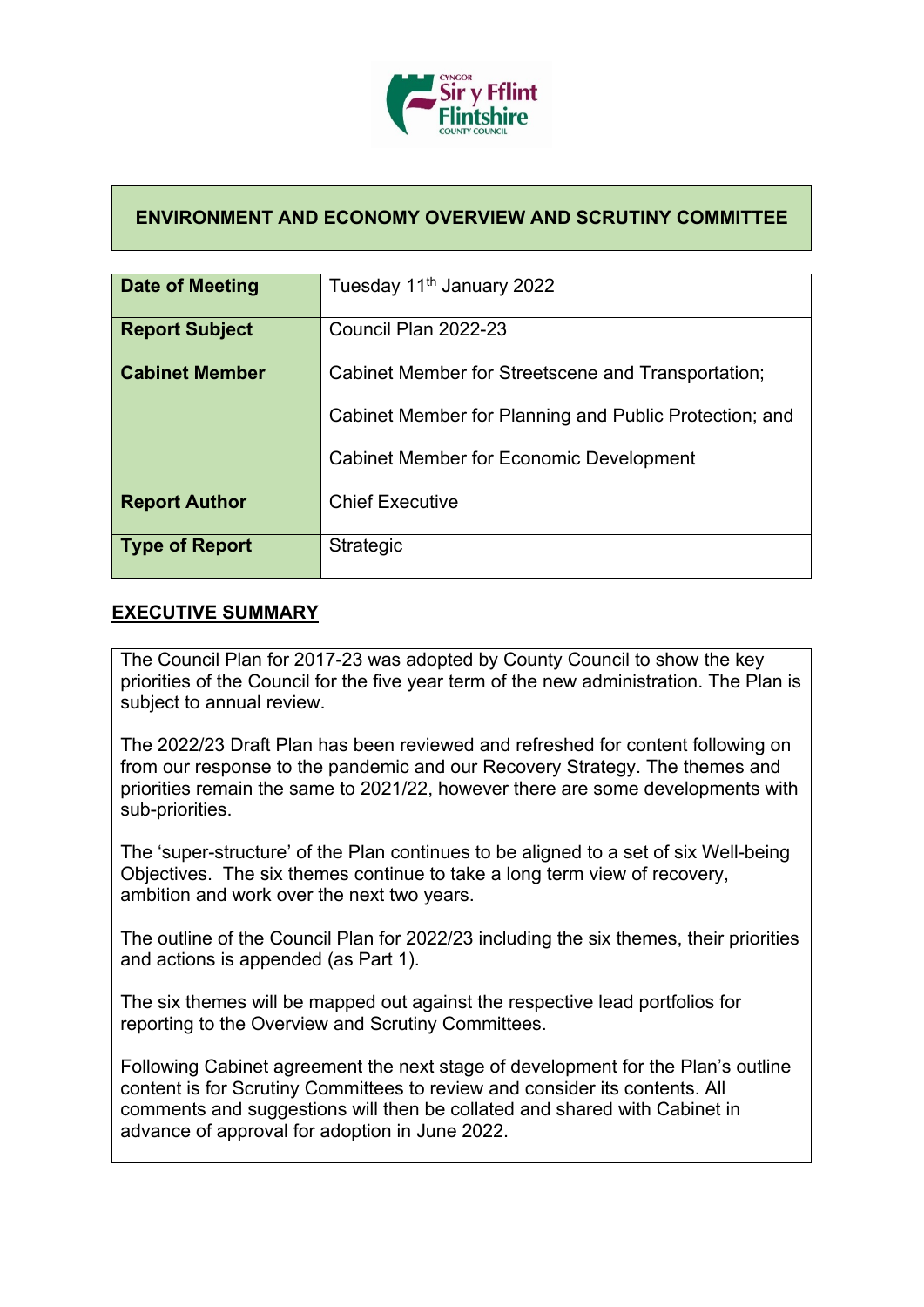# ENVIRONMENT AND ECONOMY OVERVIEW AND SCRUTINY COMMITTEE

| | |
|---|---|
| **Date of Meeting** | Tuesday 11th January 2022 |
| **Report Subject** | Council Plan 2022-23 |
| **Cabinet Member** | Cabinet Member for Streetscene and Transportation; Cabinet Member for Planning and Public Protection; and Cabinet Member for Economic Development |
| **Report Author** | Chief Executive |
| **Type of Report** | Strategic |

## EXECUTIVE SUMMARY

The Council Plan for 2017-23 was adopted by County Council to show the key priorities of the Council for the five year term of the new administration. The Plan is subject to annual review.

The 2022/23 Draft Plan has been reviewed and refreshed for content following on from our response to the pandemic and our Recovery Strategy. The themes and priorities remain the same to 2021/22, however there are some developments with sub-priorities.

The 'super-structure' of the Plan continues to be aligned to a set of six Well-being Objectives. The six themes continue to take a long term view of recovery, ambition and work over the next two years.

The outline of the Council Plan for 2022/23 including the six themes, their priorities and actions is appended (as Part 1).

The six themes will be mapped out against the respective lead portfolios for reporting to the Overview and Scrutiny Committees.

Following Cabinet agreement the next stage of development for the Plan's outline content is for Scrutiny Committees to review and consider its contents. All comments and suggestions will then be collated and shared with Cabinet in advance of approval for adoption in June 2022.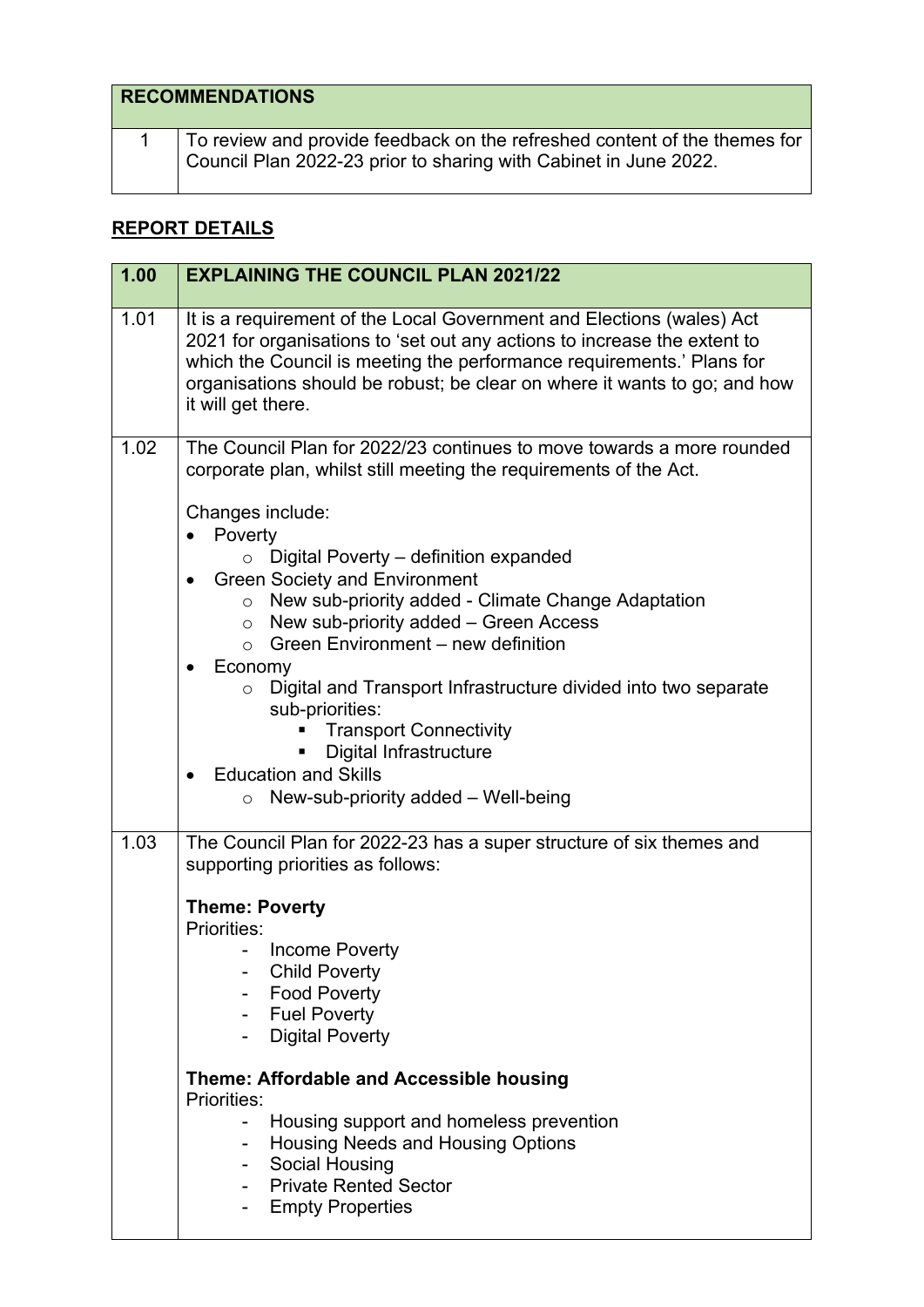| RECOMMENDATIONS | |
|---|---|
| 1 | To review and provide feedback on the refreshed content of the themes for Council Plan 2022-23 prior to sharing with Cabinet in June 2022. |

## REPORT DETAILS

| 1.00 | EXPLAINING THE COUNCIL PLAN 2021/22 |
|---|---|
| 1.01 | It is a requirement of the Local Government and Elections (wales) Act 2021 for organisations to 'set out any actions to increase the extent to which the Council is meeting the performance requirements.' Plans for organisations should be robust; be clear on where it wants to go; and how it will get there. |
| 1.02 | The Council Plan for 2022/23 continues to move towards a more rounded corporate plan, whilst still meeting the requirements of the Act.<br><br>Changes include:<br>• Poverty<br>  ○ Digital Poverty – definition expanded<br>• Green Society and Environment<br>  ○ New sub-priority added - Climate Change Adaptation<br>  ○ New sub-priority added – Green Access<br>  ○ Green Environment – new definition<br>• Economy<br>  ○ Digital and Transport Infrastructure divided into two separate sub-priorities:<br>    ▪ Transport Connectivity<br>    ▪ Digital Infrastructure<br>• Education and Skills<br>  ○ New-sub-priority added – Well-being |
| 1.03 | The Council Plan for 2022-23 has a super structure of six themes and supporting priorities as follows:<br><br>**Theme: Poverty**<br>Priorities:<br>- Income Poverty<br>- Child Poverty<br>- Food Poverty<br>- Fuel Poverty<br>- Digital Poverty<br><br>**Theme: Affordable and Accessible housing**<br>Priorities:<br>- Housing support and homeless prevention<br>- Housing Needs and Housing Options<br>- Social Housing<br>- Private Rented Sector<br>- Empty Properties |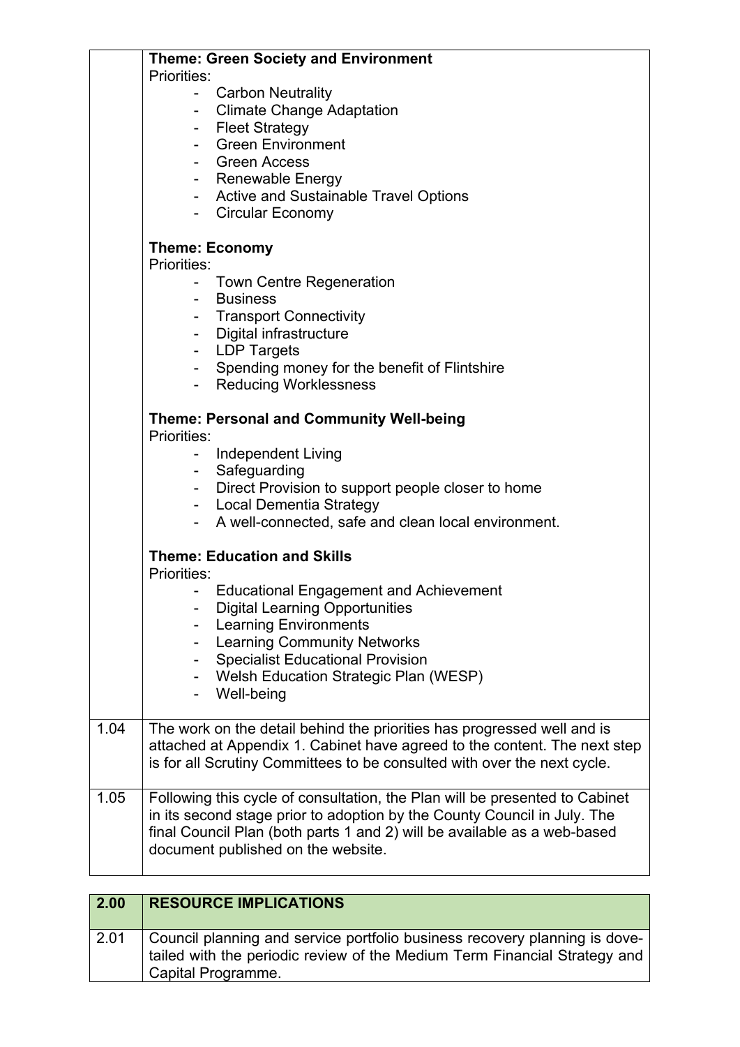| | |
|---|---|
| | **Theme: Green Society and Environment**<br>Priorities:<br>- Carbon Neutrality<br>- Climate Change Adaptation<br>- Fleet Strategy<br>- Green Environment<br>- Green Access<br>- Renewable Energy<br>- Active and Sustainable Travel Options<br>- Circular Economy<br><br>**Theme: Economy**<br>Priorities:<br>- Town Centre Regeneration<br>- Business<br>- Transport Connectivity<br>- Digital infrastructure<br>- LDP Targets<br>- Spending money for the benefit of Flintshire<br>- Reducing Worklessness<br><br>**Theme: Personal and Community Well-being**<br>Priorities:<br>- Independent Living<br>- Safeguarding<br>- Direct Provision to support people closer to home<br>- Local Dementia Strategy<br>- A well-connected, safe and clean local environment.<br><br>**Theme: Education and Skills**<br>Priorities:<br>- Educational Engagement and Achievement<br>- Digital Learning Opportunities<br>- Learning Environments<br>- Learning Community Networks<br>- Specialist Educational Provision<br>- Welsh Education Strategic Plan (WESP)<br>- Well-being |
| 1.04 | The work on the detail behind the priorities has progressed well and is attached at Appendix 1. Cabinet have agreed to the content. The next step is for all Scrutiny Committees to be consulted with over the next cycle. |
| 1.05 | Following this cycle of consultation, the Plan will be presented to Cabinet in its second stage prior to adoption by the County Council in July. The final Council Plan (both parts 1 and 2) will be available as a web-based document published on the website. |

| 2.00 | RESOURCE IMPLICATIONS |
|---|---|
| 2.01 | Council planning and service portfolio business recovery planning is dove-tailed with the periodic review of the Medium Term Financial Strategy and Capital Programme. |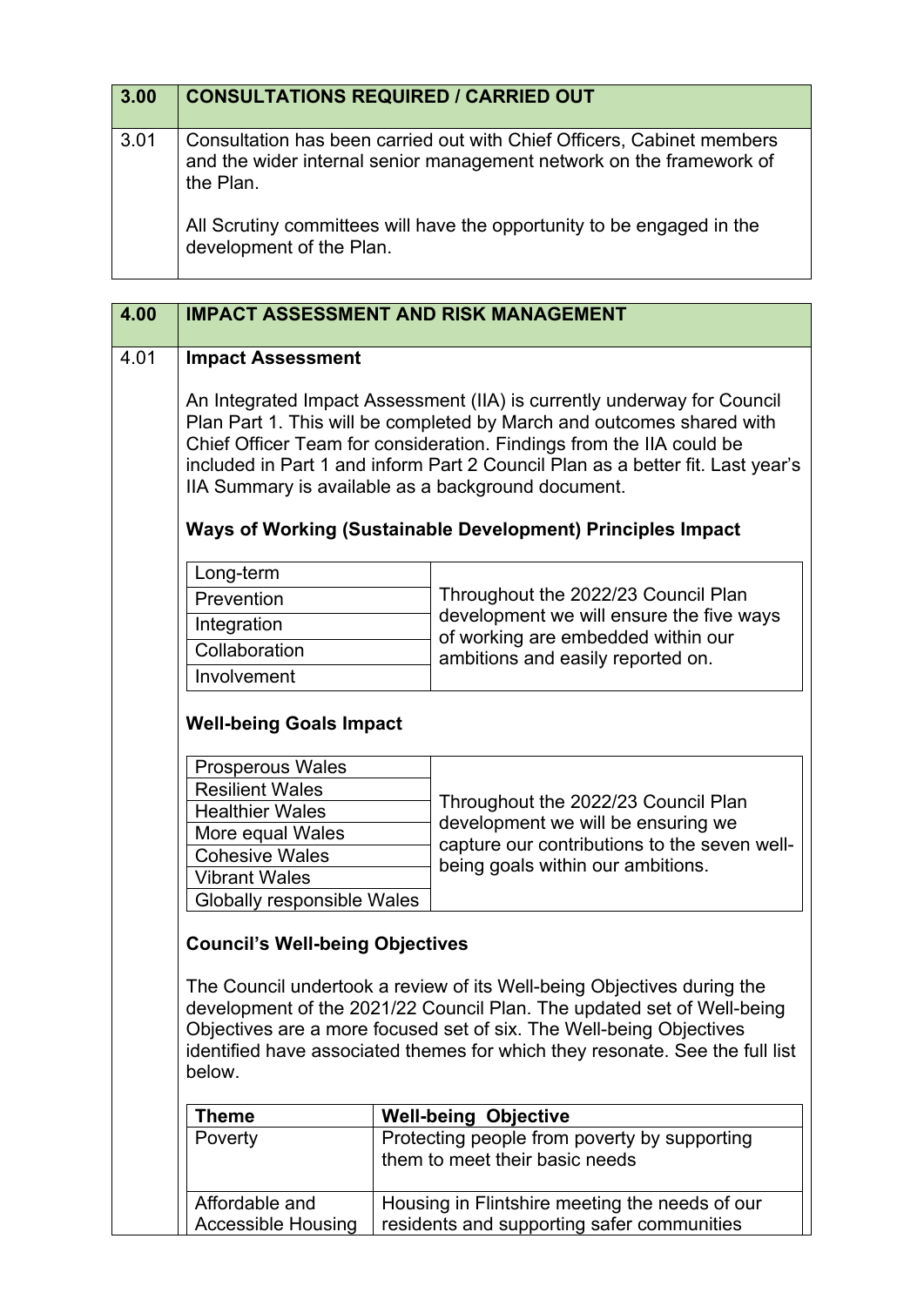| 3.00 | CONSULTATIONS REQUIRED / CARRIED OUT |
|---|---|
| 3.01 | Consultation has been carried out with Chief Officers, Cabinet members and the wider internal senior management network on the framework of the Plan.<br><br>All Scrutiny committees will have the opportunity to be engaged in the development of the Plan. |

| 4.00 | IMPACT ASSESSMENT AND RISK MANAGEMENT |
|---|---|

4.01 **Impact Assessment**

An Integrated Impact Assessment (IIA) is currently underway for Council Plan Part 1. This will be completed by March and outcomes shared with Chief Officer Team for consideration. Findings from the IIA could be included in Part 1 and inform Part 2 Council Plan as a better fit. Last year's IIA Summary is available as a background document.

**Ways of Working (Sustainable Development) Principles Impact**

| Principle | Impact |
|---|---|
| Long-term | Throughout the 2022/23 Council Plan development we will ensure the five ways of working are embedded within our ambitions and easily reported on. |
| Prevention | |
| Integration | |
| Collaboration | |
| Involvement | |

**Well-being Goals Impact**

| Goal | Impact |
|---|---|
| Prosperous Wales | Throughout the 2022/23 Council Plan development we will be ensuring we capture our contributions to the seven well-being goals within our ambitions. |
| Resilient Wales | |
| Healthier Wales | |
| More equal Wales | |
| Cohesive Wales | |
| Vibrant Wales | |
| Globally responsible Wales | |

**Council's Well-being Objectives**

The Council undertook a review of its Well-being Objectives during the development of the 2021/22 Council Plan. The updated set of Well-being Objectives are a more focused set of six. The Well-being Objectives identified have associated themes for which they resonate. See the full list below.

| Theme | Well-being Objective |
|---|---|
| Poverty | Protecting people from poverty by supporting them to meet their basic needs |
| Affordable and Accessible Housing | Housing in Flintshire meeting the needs of our residents and supporting safer communities |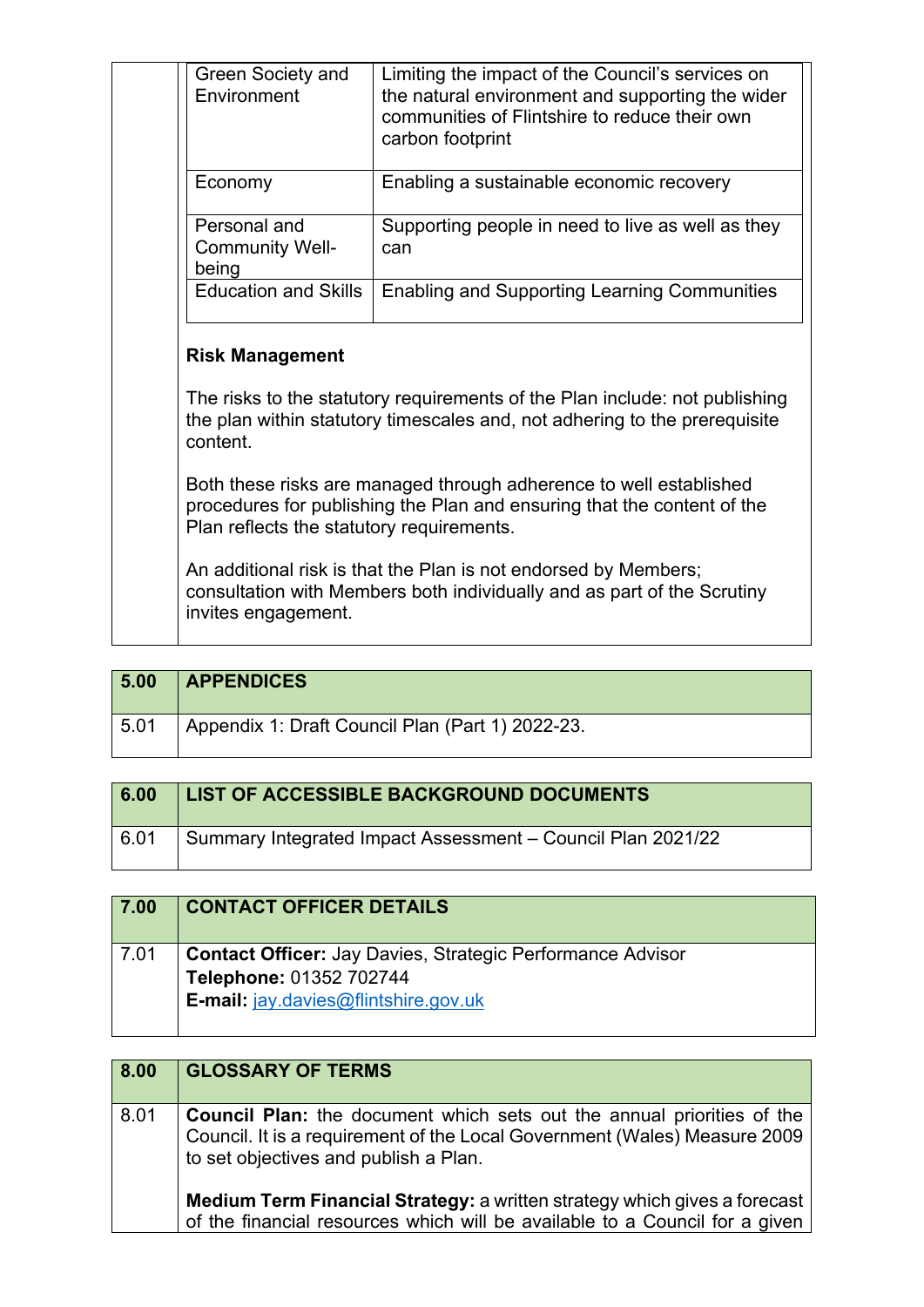| Green Society and Environment | Limiting the impact of the Council's services on the natural environment and supporting the wider communities of Flintshire to reduce their own carbon footprint |
|---|---|
| Economy | Enabling a sustainable economic recovery |
| Personal and Community Well-being | Supporting people in need to live as well as they can |
| Education and Skills | Enabling and Supporting Learning Communities |

**Risk Management**

The risks to the statutory requirements of the Plan include: not publishing the plan within statutory timescales and, not adhering to the prerequisite content.

Both these risks are managed through adherence to well established procedures for publishing the Plan and ensuring that the content of the Plan reflects the statutory requirements.

An additional risk is that the Plan is not endorsed by Members; consultation with Members both individually and as part of the Scrutiny invites engagement.

| 5.00 | **APPENDICES** |
|---|---|
| 5.01 | Appendix 1: Draft Council Plan (Part 1) 2022-23. |

| 6.00 | **LIST OF ACCESSIBLE BACKGROUND DOCUMENTS** |
|---|---|
| 6.01 | Summary Integrated Impact Assessment – Council Plan 2021/22 |

| 7.00 | **CONTACT OFFICER DETAILS** |
|---|---|
| 7.01 | **Contact Officer:** Jay Davies, Strategic Performance Advisor<br>**Telephone:** 01352 702744<br>**E-mail:** jay.davies@flintshire.gov.uk |

| 8.00 | **GLOSSARY OF TERMS** |
|---|---|
| 8.01 | **Council Plan:** the document which sets out the annual priorities of the Council. It is a requirement of the Local Government (Wales) Measure 2009 to set objectives and publish a Plan.<br><br>**Medium Term Financial Strategy:** a written strategy which gives a forecast of the financial resources which will be available to a Council for a given |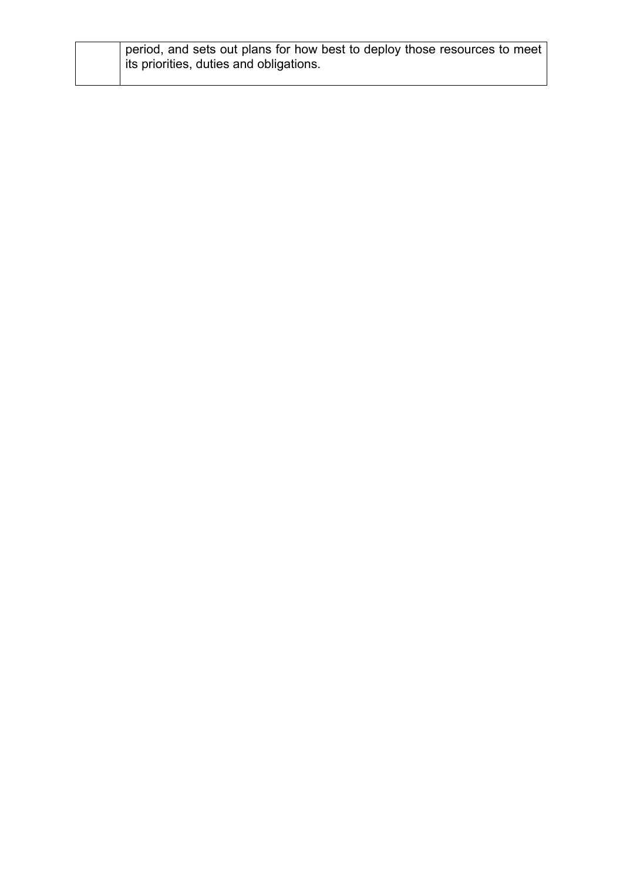| | |
|---|---|
| | period, and sets out plans for how best to deploy those resources to meet its priorities, duties and obligations. |